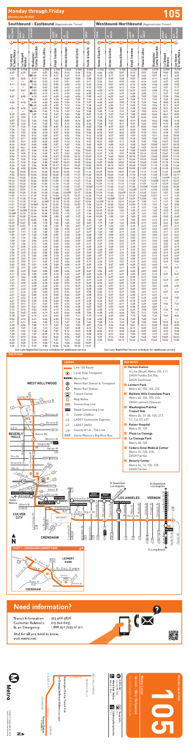# Monday through Friday

**Effective Jun 26 2022**

# 105

## Southbound - Eastbound (Approximate Times)

| WEST HOLLYWOOD | BEVERLY HILLS | LOS ANGELES | CULVER CITY | LOS ANGELES | | | VERNON |
|---|---|---|---|---|---|---|---|
| 1 | 2 | 3 | 4 | 5 | 6 | 7 | 8 |
| San Vicente & Santa Monica | La Cienega & Wilshire | Washington/Fairfax Transit Hub | Obama & La Brea | Leimert Park | Vernon & Crenshaw | Vernon & Central | Pacific & Santa Fe |
| 4:08A | 4:16A | 4:26A | 4:37A | 4:50A | 4:56A | 5:04A | 5:06A |
| 4:29 | 4:37 | 4:47 | 4:59 | 5:12 | 5:19 | 5:28 | 5:30 |
| 4:52 | 5:02 | 5:13 | 5:21 | 5:33 | 5:41 | 5:50 | 5:52 |
| — | — | Ⓐ5:26 | 5:32 | 5:39 | 5:50 | 6:00 | 6:02 |
| 5:11 | 5:22 | 5:34 | 5:43 | 5:52 | 6:03 | 6:13 | 6:15 |
| — | — | Ⓐ5:42 | 5:52 | 6:00 | 6:11 | 6:22 | 6:24 |
| 5:27 | 5:38 | 5:50 | 6:00 | 6:11 | 6:20 | 6:31 | 6:33 |
| 5:47 | 6:00 | 6:12 | 6:23 | 6:34 | 6:42 | 6:53 | 6:55 |
| — | — | Ⓐ6:10 | 6:20 | 6:30 | 6:40 | 6:50 | 6:52 |
| 6:06 | 6:18 | 6:30 | 6:41 | 6:52 | 7:01 | 7:12 | 7:14 |
| 6:26 | 6:38 | 6:50 | 7:01 | 7:13 | 7:22 | 7:33 | 7:35 |
| 6:39 | 6:53 | 7:07 | 7:19 | 7:32 | 7:42 | 7:54 | 7:56 |
| 6:51 | 7:03 | 7:17 | 7:29 | 7:42 | 7:52 | 8:04 | 8:07 |
| 7:07 | 7:12 | 7:24 | 7:38 | 7:47 | 8:02 | 8:14 | 8:17 |
| 7:19 | 7:22 | 7:34 | 7:50 | 7:57 | 8:12 | 8:25 | 8:28 |
| 7:32 | 7:42 | 7:56 | 8:07 | 8:16 | 8:28 | 8:39 | 8:42 |
| 7:42 | 7:52 | 8:06 | 8:17 | 8:26 | 8:38 | 8:49 | 8:52 |
| 7:52 | 8:02 | 8:16 | 8:27 | 8:36 | 8:48 | 8:59 | 9:02 |
| 8:03 | 8:13 | 8:26 | 8:37 | 8:46 | 8:58 | 9:09 | 9:12 |
| 8:15 | 8:25 | 8:37 | 8:48 | 8:57 | 9:08 | 9:19 | 9:22 |
| 8:25 | 8:35 | 8:47 | 8:58 | 9:07 | 9:18 | 9:29 | 9:32 |
| 8:35 | 8:45 | 8:57 | 9:08 | 9:17 | 9:28 | 9:39 | 9:42 |
| 8:45 | 8:55 | 9:07 | 9:18 | 9:27 | 9:38 | 9:49 | 9:52 |
| 8:55 | 9:05 | 9:17 | 9:28 | 9:37 | 9:48 | 9:59 | 10:02 |
| 9:05 | 9:15 | 9:27 | 9:38 | 9:47 | 9:58 | 10:09 | 10:12 |
| 9:15 | 9:25 | 9:37 | 9:48 | 9:57 | 10:08 | 10:19 | 10:22 |
| 9:25 | 9:35 | 9:47 | 9:58 | 10:07 | 10:18 | 10:29 | 10:32 |
| 9:35 | 9:45 | 9:57 | 10:08 | 10:17 | 10:28 | 10:39 | 10:42 |
| 9:44 | 9:54 | 10:06 | 10:17 | 10:27 | 10:38 | 10:49 | 10:52 |
| 9:54 | 10:04 | 10:16 | 10:27 | 10:37 | 10:48 | 10:59 | 11:02 |
| 10:04 | 10:14 | 10:26 | 10:37 | 10:47 | 10:58 | 11:09 | 11:12 |
| 10:14 | 10:24 | 10:36 | 10:47 | 10:57 | 11:08 | 11:19 | 11:22 |
| 10:24 | 10:34 | 10:46 | 10:57 | 11:07 | 11:18 | 11:29 | 11:32 |
| 10:34 | 10:44 | 10:56 | 11:07 | 11:17 | 11:28 | 11:39 | 11:42 |
| 10:44 | 10:54 | 11:06 | 11:17 | 11:27 | 11:38 | 11:49 | 11:52 |
| 10:54 | 11:04 | 11:16 | 11:27 | 11:37 | 11:48 | 11:59 | 12:02P |
| 11:04 | 11:14 | 11:26 | 11:37 | 11:47 | 11:58 | 12:09P | 12:12 |
| 11:14 | 11:24 | 11:36 | 11:47 | 11:57 | 12:08P | 12:19 | 12:22 |
| 11:24 | 11:34 | 11:46 | 11:57 | 12:07P | 12:18 | 12:29 | 12:32 |
| 11:34 | 11:44 | 11:56 | 12:07P | 12:17 | 12:28 | 12:39 | 12:42 |
| 11:44 | 11:54 | 12:06P | 12:17 | 12:27 | 12:38 | 12:49 | 12:52 |
| 11:54 | 12:04P | 12:16 | 12:27 | 12:37 | 12:48 | 12:59 | 1:02 |
| 12:04P | 12:14 | 12:26 | 12:37 | 12:47 | 12:58 | 1:09 | 1:12 |
| 12:14 | 12:24 | 12:36 | 12:47 | 12:57 | 1:08 | 1:19 | 1:22 |
| 12:24 | 12:34 | 12:46 | 12:57 | 1:07 | 1:18 | 1:29 | 1:32 |
| 12:34 | 12:44 | 12:56 | 1:07 | 1:17 | 1:28 | 1:39 | 1:42 |
| 12:44 | 12:54 | 1:06 | 1:17 | 1:27 | 1:38 | 1:49 | 1:52 |
| 12:54 | 1:04 | 1:16 | 1:27 | 1:37 | 1:48 | 1:59 | 2:02 |
| 1:04 | 1:14 | 1:26 | 1:37 | 1:47 | 1:58 | 2:09 | 2:12 |
| 1:14 | 1:24 | 1:36 | 1:47 | 1:57 | 2:08 | 2:19 | 2:22 |
| 1:24 | 1:34 | 1:46 | 1:57 | 2:07 | 2:18 | 2:29 | 2:32 |
| 1:34 | 1:44 | 1:56 | 2:07 | 2:17 | 2:28 | 2:39 | 2:42 |
| 1:44 | 1:54 | 2:06 | 2:17 | 2:27 | 2:38 | 2:49 | 2:52 |
| 1:54 | 2:04 | 2:16 | 2:27 | 2:37 | 2:48 | 2:59 | 3:02 |
| 2:04 | 2:14 | 2:26 | 2:37 | 2:47 | 2:58 | 3:09 | 3:12 |
| 2:14 | 2:25 | 2:37 | 2:48 | 2:58 | 3:09 | 3:20 | 3:23 |
| 2:25 | 2:35 | 2:47 | 2:58 | 3:08 | 3:19 | 3:30 | 3:33 |
| 2:35 | 2:45 | 2:57 | 3:08 | 3:18 | 3:29 | 3:40 | 3:43 |
| 2:45 | 2:55 | 3:07 | 3:18 | 3:28 | 3:39 | 3:50 | 3:53 |
| 2:55 | 3:05 | 3:17 | 3:28 | 3:38 | 3:49 | 4:00 | 4:03 |
| 3:05 | 3:15 | 3:27 | 3:38 | 3:48 | 3:59 | 4:10 | 4:13 |
| 3:15 | 3:25 | 3:37 | 3:48 | 3:58 | 4:09 | 4:20 | 4:23 |
| 3:25 | 3:35 | 3:47 | 3:58 | 4:08 | 4:19 | 4:30 | 4:33 |
| 3:35 | 3:45 | 3:57 | 4:08 | 4:18 | 4:29 | 4:40 | 4:43 |
| 3:45 | 3:55 | 4:07 | 4:18 | 4:28 | 4:39 | 4:50 | 4:53 |
| 3:55 | 4:05 | 4:17 | 4:28 | 4:38 | 4:49 | 5:00 | 5:03 |
| 4:05 | 4:15 | 4:27 | 4:38 | 4:48 | 4:59 | 5:10 | 5:13 |
| 4:15 | 4:25 | 4:37 | 4:48 | 4:58 | 5:09 | 5:20 | 5:23 |
| 4:25 | 4:35 | 4:47 | 4:58 | 5:08 | 5:19 | 5:30 | 5:33 |
| 4:35 | 4:45 | 4:57 | 5:08 | 5:18 | 5:29 | 5:40 | 5:43 |
| 4:45 | 4:55 | 5:07 | 5:18 | 5:28 | 5:39 | 5:50 | 5:53 |
| 4:55 | 5:05 | 5:17 | 5:28 | 5:38 | 5:49 | 6:00 | 6:03 |
| 5:06 | 5:16 | 5:28 | 5:39 | 5:49 | 6:00 | 6:11 | 6:14 |
| 5:17 | 5:27 | 5:39 | 5:50 | 6:00 | 6:11 | 6:22 | 6:25 |
| 5:29 | 5:39 | 5:51 | 6:02 | 6:12 | 6:23 | 6:34 | 6:37 |
| 5:41 | 5:51 | 6:03 | 6:14 | 6:24 | 6:35 | 6:46 | 6:49 |
| 5:56 | 6:06 | 6:18 | 6:29 | 6:39 | 6:50 | 7:01 | 7:04 |
| 6:11 | 6:21 | 6:33 | 6:44 | 6:54 | 7:05 | 7:16 | 7:19 |
| 6:28 | 6:38 | 6:50 | 7:01 | 7:11 | 7:21 | 7:31 | 7:34 |
| 6:47 | 6:57 | 7:09 | 7:20 | 7:30 | 7:40 | 7:50 | 7:53 |
| 7:07 | 7:17 | 7:28 | 7:38 | 7:48 | 7:58 | 8:08 | 8:11 |
| 7:28 | 7:38 | 7:49 | 7:59 | 8:09 | 8:19 | 8:29 | 8:32 |
| 7:49 | 7:59 | 8:10 | 8:20 | 8:30 | 8:40 | 8:50 | 8:53 |
| 8:09 | 8:19 | 8:29 | 8:38 | 8:47 | 8:57 | 9:07 | 9:10 |
| 8:42 | 8:52 | 9:02 | 9:11 | 9:20 | 9:30 | 9:40 | 9:43 |
| 9:15 | 9:24 | 9:34 | 9:43 | 9:52 | 10:02 | 10:12 | 10:15 |

See Late Night/Owl Service schedule for additional service

## Westbound - Northbound (Approximate Times)

| VERNON | LOS ANGELES | | | CULVER CITY | LOS ANGELES | BEVERLY HILLS | WEST HOLLYWOOD |
|---|---|---|---|---|---|---|---|
| 8 | 7 | 6 | 5 | 4 | 3 | 2 | 1 |
| Vernon & Santa Fe | Vernon & Central | Vernon & Crenshaw | Leimert Park | Obama & La Brea | Washington/Fairfax Transit Hub | La Cienega & Wilshire | San Vicente & Santa Monica |
| 4:16A | 4:27A | 4:36A | 4:42A | 4:53A | 5:01A | 5:09A | 5:11A |
| 4:44 | 4:52 | 5:01 | 5:07 | 5:19 | 5:28 | 5:38 | 5:41 |
| 4:59 | 5:09 | 5:18 | 5:24 | 5:36 | 5:45 | 5:56 | 5:59 |
| 5:12 | 5:22 | 5:31 | 5:37 | 5:50 | 5:59 | 6:10 | 6:13 |
| 5:25 | 5:35 | 5:45 | 5:51 | 6:04 | 6:13 | 6:24 | 6:27 |
| 5:37 | 5:47 | 5:57 | 6:03 | 6:16 | 6:26 | 6:37 | 6:40 |
| 5:48 | 5:59 | 6:09 | 6:15 | 6:28 | 6:38 | 6:49 | 6:52 |
| 5:59 | 6:10 | 6:20 | 6:26 | 6:39 | 6:49 | 7:00 | 7:03 |
| 6:10 | 6:21 | 6:31 | 6:38 | 6:51 | 7:01 | 7:12 | 7:15 |
| 6:21 | 6:32 | 6:42 | 6:49 | 7:02 | 7:12 | 7:23 | 7:26 |
| 6:32 | 6:43 | 6:53 | 7:00 | 7:13 | 7:23 | 7:34 | 7:37 |
| 6:43 | 6:54 | 7:04 | 7:11 | 7:24 | 7:34 | 7:45 | 7:48 |
| 6:54 | 7:05 | 7:15 | 7:22 | 7:35 | 7:45 | 7:56 | 7:59 |
| 7:05 | 7:16 | 7:26 | 7:33 | 7:46 | 7:56 | 8:07 | 8:10 |
| 7:16 | 7:27 | 7:37 | 7:44 | 7:57 | 8:07 | 8:18 | 8:21 |
| 7:27 | 7:38 | 7:48 | 7:55 | 8:08 | 8:18 | 8:29 | 8:32 |
| 7:38 | 7:49 | 7:59 | 8:06 | 8:19 | 8:29 | 8:40 | 8:43 |
| 7:49 | 8:00 | 8:10 | 8:17 | 8:30 | 8:40 | 8:51 | 8:54 |
| 8:00 | 8:11 | 8:21 | 8:28 | 8:41 | 8:51 | 9:02 | 9:05 |
| 8:12 | 8:23 | 8:33 | 8:40 | 8:53 | 9:03 | 9:14 | 9:17 |
| 8:24 | 8:35 | 8:45 | 8:52 | 9:05 | 9:15 | 9:26 | 9:29 |
| 8:36 | 8:47 | 8:57 | 9:04 | 9:17 | 9:27 | 9:38 | 9:41 |
| 8:48 | 8:59 | 9:09 | 9:16 | 9:29 | 9:39 | 9:50 | 9:53 |
| 9:00 | 9:11 | 9:21 | 9:28 | 9:41 | 9:51 | 10:02 | 10:05 |
| 9:12 | 9:23 | 9:33 | 9:40 | 9:53 | 10:03 | 10:14 | 10:17 |
| 9:24 | 9:35 | 9:45 | 9:52 | 10:05 | 10:15 | 10:26 | 10:29 |
| 9:36 | 9:47 | 9:57 | 10:04 | 10:17 | 10:27 | 10:38 | 10:41 |
| 9:48 | 9:59 | 10:09 | 10:16 | 10:29 | 10:39 | 10:50 | 10:53 |
| 10:00 | 10:11 | 10:21 | 10:28 | 10:41 | 10:51 | 11:02 | 11:05 |
| 10:10 | 10:21 | 10:31 | 10:38 | 10:51 | 11:01 | 11:12 | 11:15 |
| 10:20 | 10:31 | 10:41 | 10:48 | 11:01 | 11:11 | 11:22 | 11:25 |
| 10:30 | 10:41 | 10:51 | 10:58 | 11:11 | 11:21 | 11:32 | 11:35 |
| 10:40 | 10:51 | 11:01 | 11:08 | 11:21 | 11:31 | 11:42 | 11:45 |
| 10:50 | 11:01 | 11:11 | 11:18 | 11:31 | 11:41 | 11:52 | 11:55 |
| 11:00 | 11:11 | 11:21 | 11:28 | 11:41 | 11:51 | 12:02P | 12:05P |
| 11:10 | 11:21 | 11:31 | 11:38 | 11:51 | 12:01P | 12:12 | 12:15 |
| 11:20 | 11:31 | 11:41 | 11:48 | 12:01P | 12:11 | 12:22 | 12:25 |
| 11:30 | 11:41 | 11:51 | 11:58 | 12:11 | 12:21 | 12:32 | 12:35 |
| 11:40 | 11:51 | 12:01P | 12:08P | 12:21 | 12:31 | 12:42 | 12:45 |
| 11:50 | 12:01P | 12:11 | 12:18 | 12:31 | 12:41 | 12:52 | 12:55 |
| 12:00P | 12:11 | 12:21 | 12:28 | 12:41 | 12:51 | 1:02 | 1:05 |
| 12:10 | 12:21 | 12:31 | 12:38 | 12:51 | 1:01 | 1:12 | 1:15 |
| 12:20 | 12:31 | 12:41 | 12:48 | 1:01 | 1:11 | 1:22 | 1:25 |
| 12:30 | 12:41 | 12:51 | 12:58 | 1:11 | 1:21 | 1:32 | 1:35 |
| 12:40 | 12:51 | 1:01 | 1:08 | 1:21 | 1:31 | 1:42 | 1:45 |
| 12:50 | 1:01 | 1:11 | 1:18 | 1:31 | 1:41 | 1:52 | 1:55 |
| 1:00 | 1:11 | 1:21 | 1:28 | 1:41 | 1:51 | 2:02 | 2:05 |
| 1:10 | 1:21 | 1:31 | 1:38 | 1:51 | 2:01 | 2:12 | 2:15 |
| 1:20 | 1:31 | 1:41 | 1:48 | 2:01 | 2:11 | 2:22 | 2:25 |
| 1:30 | 1:41 | 1:51 | 1:58 | 2:11 | 2:21 | 2:32 | 2:35 |
| 1:40 | 1:51 | 2:01 | 2:08 | 2:21 | 2:31 | 2:42 | 2:45 |
| 1:50 | 2:01 | 2:11 | 2:18 | 2:31 | 2:41 | 2:52 | 2:55 |
| 2:00 | 2:11 | 2:21 | 2:28 | 2:41 | 2:51 | 3:02 | 3:05 |
| 2:10 | 2:21 | 2:31 | 2:38 | 2:51 | 3:01 | 3:12 | 3:15 |
| 2:20 | 2:31 | 2:41 | 2:48 | 3:01 | 3:11 | 3:22 | 3:25 |
| 2:30 | 2:41 | 2:51 | 2:58 | 3:11 | 3:21 | 3:32 | 3:35 |
| 2:40 | 2:51 | 3:01 | 3:08 | 3:21 | 3:31 | 3:42 | 3:45 |
| 2:50 | 3:01 | 3:11 | 3:18 | 3:31 | 3:41 | 3:52 | 3:55 |
| 3:00 | 3:11 | 3:21 | 3:28 | 3:41 | 3:51 | 4:02 | 4:05 |
| 3:10 | 3:21 | 3:31 | 3:38 | 3:51 | 4:01 | 4:12 | 4:15 |
| 3:20 | 3:31 | 3:41 | 3:48 | 4:01 | 4:11 | 4:22 | 4:25 |
| 3:30 | 3:41 | 3:51 | 3:58 | 4:11 | 4:21 | 4:32 | 4:35 |
| 3:40 | 3:51 | 4:01 | 4:08 | 4:21 | 4:31 | 4:42 | 4:45 |
| 3:50 | 4:01 | 4:11 | 4:18 | 4:31 | 4:41 | 4:52 | 4:55 |
| 4:00 | 4:11 | 4:21 | 4:28 | 4:41 | 4:51 | 5:02 | 5:05 |
| 4:10 | 4:21 | 4:31 | 4:38 | 4:51 | 5:01 | 5:12 | 5:15 |
| 4:20 | 4:31 | 4:41 | 4:48 | 5:01 | 5:11 | 5:22 | 5:25 |
| 4:30 | 4:41 | 4:51 | 4:58 | 5:11 | 5:21 | 5:32 | 5:35 |
| 4:40 | 4:51 | 5:01 | 5:08 | 5:21 | 5:31 | 5:42 | 5:45 |
| 4:50 | 5:01 | 5:11 | 5:18 | 5:31 | 5:41 | 5:52 | 5:55 |
| 5:00 | 5:11 | 5:21 | 5:28 | 5:41 | 5:51 | 6:02 | 6:05 |
| 5:12 | 5:23 | 5:33 | 5:40 | 5:53 | Ⓑ6:03 | — | — |
| 5:24 | 5:35 | 5:45 | 5:52 | 6:05 | 6:15 | 6:26 | 6:29 |
| 5:36 | 5:47 | 5:57 | 6:04 | 6:17 | Ⓑ6:27 | — | — |
| 5:48 | 5:59 | 6:09 | 6:16 | 6:29 | 6:39 | 6:50 | 6:53 |
| 6:02 | 6:13 | 6:23 | 6:30 | 6:42 | 6:52 | 7:03 | 7:06 |
| 6:18 | 6:28 | 6:38 | 6:45 | 6:57 | 7:07 | 7:17 | 7:20 |
| 6:36 | 6:46 | 6:56 | 7:03 | 7:15 | 7:24 | 7:34 | 7:37 |
| 6:55 | 7:05 | 7:14 | 7:20 | 7:32 | 7:41 | 7:51 | 7:54 |
| 7:16 | 7:26 | 7:35 | 7:41 | 7:52 | 8:01 | 8:10 | 8:13 |
| 7:38 | 7:48 | 7:57 | 8:03 | 8:14 | 8:22 | 8:31 | 8:34 |
| 8:02 | 8:12 | 8:21 | 8:27 | 8:38 | 8:46 | 8:55 | 8:58 |
| 8:32 | 8:42 | 8:51 | 8:57 | 9:08 | 9:16 | 9:25 | 9:28 |
| 9:05 | 9:15 | 9:24 | 9:30 | 9:40 | 9:48 | 9:56 | 9:59 |

See Late Night/Owl Service schedule for additional service

## Route Map

**Legend**

- Line 105 Route
- Local Stop Timepoint
- Metro Rail
- Metro Rail Station & Timepoint
- Metro Rail Station
- Transit Center
- Map Notes
- Connecting Line
- Rapid Connecting Line
- CC Culver CityBus
- CE LADOT Commuter Express
- LD LADOT DASH
- LN County of LA - The Link
- BBB Santa Monica's Big Blue Bus

**Map Notes**

- **A** Vernon Station: A Line (Blue); Metro 105, 611, DASH Pueblo Del Rio, DASH Southeast
- **B** Leimert Park: Metro 40, 102, 105, 210
- **C** Baldwin Hills Crenshaw Plaza: Metro 40, 102, 105, 210; DASH Leimert/Slauson
- **D** Washington/Fairfax Transit Hub: Metro 35, 37, 38, 105, 217; C1, C4; CE 437
- **E** Kaiser Hospital: Metro 33, 105
- **F** Plaza La Cienega
- **G** La Cienega Park: Metro 28, 105
- **H** Cedars-Sinai Medical Center: Metro 16, 105, 218; DASH Fairfax
- **I** Beverly Center: Metro 14, 16, 105, 218; DASH Fairfax

## Need information?

Transit Information: 323.GO.METRO (323.466.3876)
Customer Relations: 213.922.6235
In an Emergency: 1.888.950.7233 or 911

And for all you need to know, visit metro.net.

**Metro Local**

**Vernon - West Hollywood via La Cienega Bl & Vernon Av**

**105**

Effective Jun 26 2022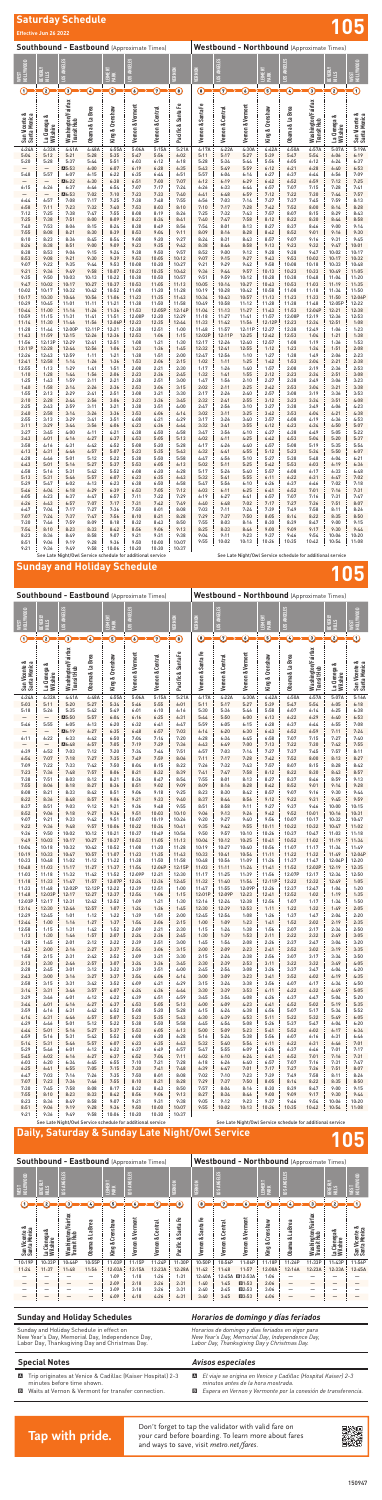# Saturday Schedule

**Effective Jun 26 2022**

# 105

## Southbound – Eastbound (Approximate Times)

| West Hollywood | Beverly Hills | Los Angeles | | Leimert Park | Los Angeles | | Vernon |
|---|---|---|---|---|---|---|---|
| 1 | 2 | 3 | 4 | 5 | 6 | 7 | 8 |
| San Vicente & Santa Monica | La Cienega & Wilshire | Washington/Fairfax Transit Hub | Obama & La Brea | King & Crenshaw | Vernon & Vermont | Vernon & Central | Pacific & Santa Fe |
| 4:26A | 4:32A | 4:41A | 4:48A | 4:55A | 5:06A | 5:15A | 5:21A |
| 5:06 | 5:12 | 5:21 | 5:28 | 5:35 | 5:47 | 5:56 | 6:02 |
| 5:25 | 5:31 | 5:40 | 5:47 | 5:54 | 6:06 | 6:15 | 6:21 |
| — | — | ⊞5:52 | 5:59 | 6:06 | 6:18 | 6:27 | 6:33 |
| 5:48 | 5:57 | 6:07 | 6:14 | 6:21 | 6:33 | 6:42 | 6:48 |
| — | — | ⊞6:22 | 6:29 | 6:36 | 6:48 | 6:57 | 7:03 |
| 6:15 | 6:24 | 6:34 | 6:41 | 6:49 | 7:01 | 7:10 | 7:16 |
| 6:46 | 6:57 | 7:08 | 7:16 | 7:24 | 7:36 | 7:45 | 7:51 |
| 7:11 | 7:22 | 7:33 | 7:41 | 7:49 | 8:01 | 8:10 | 8:16 |
| 7:31 | 7:42 | 7:53 | 8:01 | 8:09 | 8:21 | 8:30 | 8:36 |
| 7:48 | 7:59 | 8:10 | 8:19 | 8:28 | 8:40 | 8:49 | 8:55 |
| 8:08 | 8:19 | 8:30 | 8:39 | 8:48 | 9:00 | 9:09 | 9:15 |
| 8:28 | 8:39 | 8:50 | 8:59 | 9:08 | 9:20 | 9:29 | 9:35 |
| 8:48 | 8:59 | 9:10 | 9:19 | 9:28 | 9:40 | 9:49 | 9:55 |
| 9:03 | 9:14 | 9:26 | 9:35 | 9:44 | 9:57 | 10:06 | 10:12 |
| 9:21 | 9:33 | 9:46 | 9:55 | 10:04 | 10:17 | 10:26 | 10:32 |
| 9:47 | 9:53 | 10:06 | 10:15 | 10:24 | 10:37 | 10:46 | 10:52 |
| 10:10 | 10:20 | 10:33 | 10:42 | 10:51 | 11:04 | 11:13 | 11:19 |
| 10:29 | 10:40 | 10:53 | 11:02 | 11:11 | 11:24 | 11:33 | 11:39 |
| 10:46 | 11:00 | 11:13 | 11:22 | 11:31 | 11:44 | 11:53 | 11:59 |
| 11:06 | 11:20 | 11:33 | 11:42 | 11:51 | 12:04P | 12:13P | 12:19P |
| 11:26 | 11:40 | 11:53 | 12:02P | 12:11P | 12:24 | 12:33 | 12:39 |
| 11:46 | 12:00P | 12:13P | 12:22 | 12:31 | 12:44 | 12:53 | 12:59 |
| 12:06P | 12:20 | 12:33 | 12:42 | 12:51 | 1:04 | 1:13 | 1:19 |
| 12:26 | 12:40 | 12:53 | 1:02 | 1:11 | 1:24 | 1:33 | 1:39 |
| 12:46 | 1:00 | 1:13 | 1:22 | 1:31 | 1:44 | 1:53 | 1:59 |
| 1:08 | 1:20 | 1:33 | 1:42 | 1:51 | 2:04 | 2:13 | 2:19 |
| 1:28 | 1:40 | 1:53 | 2:02 | 2:11 | 2:24 | 2:33 | 2:39 |
| 1:48 | 2:00 | 2:13 | 2:22 | 2:31 | 2:44 | 2:53 | 2:59 |
| 2:08 | 2:20 | 2:33 | 2:42 | 2:51 | 3:04 | 3:13 | 3:19 |
| 2:28 | 2:40 | 2:53 | 3:02 | 3:11 | 3:24 | 3:33 | 3:39 |
| 2:48 | 3:00 | 3:13 | 3:22 | 3:31 | 3:44 | 3:53 | 3:59 |
| 3:08 | 3:20 | 3:33 | 3:42 | 3:51 | 4:04 | 4:13 | 4:19 |
| 3:28 | 3:40 | 3:53 | 4:02 | 4:11 | 4:24 | 4:33 | 4:39 |
| 3:48 | 4:00 | 4:13 | 4:22 | 4:31 | 4:44 | 4:53 | 4:59 |
| 4:08 | 4:20 | 4:33 | 4:42 | 4:51 | 5:04 | 5:13 | 5:19 |
| 4:28 | 4:40 | 4:53 | 5:02 | 5:11 | 5:24 | 5:33 | 5:39 |
| 4:48 | 5:00 | 5:13 | 5:22 | 5:31 | 5:44 | 5:53 | 5:59 |
| 5:08 | 5:20 | 5:33 | 5:42 | 5:51 | 6:04 | 6:13 | 6:19 |
| 5:28 | 5:40 | 5:53 | 6:02 | 6:11 | 6:24 | 6:33 | 6:39 |
| 5:48 | 6:00 | 6:13 | 6:22 | 6:31 | 6:44 | 6:53 | 6:59 |
| 6:08 | 6:20 | 6:33 | 6:42 | 6:51 | 7:04 | 7:13 | 7:19 |
| 6:28 | 6:40 | 6:53 | 7:02 | 7:11 | 7:24 | 7:33 | 7:39 |
| 6:48 | 7:00 | 7:13 | 7:22 | 7:31 | 7:44 | 7:53 | 7:59 |
| 7:08 | 7:20 | 7:33 | 7:42 | 7:51 | 8:04 | 8:13 | 8:19 |
| 7:38 | 7:44 | 7:59 | 8:09 | 8:18 | 8:30 | 8:40 | 8:46 |
| 8:08 | 8:14 | 8:29 | 8:38 | 8:47 | 8:59 | 9:08 | 9:14 |
| 8:23 | 8:34 | 8:49 | 8:58 | 9:07 | 9:18 | 9:27 | 9:33 |
| 8:51 | 9:06 | 9:19 | 9:28 | 9:36 | 9:48 | 9:57 | 10:03 |
| 9:21 | 9:34 | 9:49 | 9:58 | 10:06 | 10:18 | 10:27 | 10:33 |

See Late Night/Owl Service schedule for additional service

## Westbound – Northbound (Approximate Times)

| Vernon | Los Angeles | | Leimert Park | Los Angeles | | Beverly Hills | West Hollywood |
|---|---|---|---|---|---|---|---|
| 8 | 7 | 6 | 5 | 4 | 3 | 2 | 1 |
| Pacific & Santa Fe | Vernon & Central | Vernon & Vermont | King & Crenshaw | Obama & La Brea | Washington/Fairfax Transit Hub | La Cienega & Wilshire | San Vicente & Santa Monica |
| 4:11A | 4:17A | 4:26A | 4:37A | 4:45A | 4:54A | 5:04A | 5:10A |
| 5:11 | 5:17 | 5:27 | 5:39 | 5:47 | 5:56 | 6:06 | 6:12 |
| 5:31 | 5:37 | 5:47 | 5:59 | 6:07 | 6:16 | 6:26 | 6:32 |
| 5:51 | 5:57 | 6:07 | 6:19 | 6:27 | 6:36⊠ | — | — |
| 6:09 | 6:16 | 6:26 | 6:38 | 6:47 | 6:57 | 7:07 | 7:13 |
| 6:26 | 6:33 | 6:43 | 6:55 | 7:04 | 7:14⊠ | — | — |
| 6:43 | 6:50 | 7:00 | 7:12 | 7:21 | 7:31 | 7:41 | 7:47 |
| 7:03 | 7:10 | 7:20 | 7:32 | 7:41 | 7:51 | 8:01 | 8:07 |
| 7:23 | 7:30 | 7:40 | 7:52 | 8:01 | 8:11 | 8:21 | 8:27 |
| 7:43 | 7:50 | 8:00 | 8:12 | 8:21 | 8:31 | 8:41 | 8:47 |
| 8:03 | 8:10 | 8:20 | 8:32 | 8:41 | 8:51 | 9:01 | 9:07 |
| 8:23 | 8:30 | 8:40 | 8:52 | 9:01 | 9:11 | 9:21 | 9:27 |
| 8:43 | 8:50 | 9:00 | 9:12 | 9:21 | 9:31 | 9:41 | 9:47 |
| 9:03 | 9:10 | 9:20 | 9:32 | 9:41 | 9:51 | 10:01 | 10:07 |
| 9:23 | 9:30 | 9:40 | 9:52 | 10:01 | 10:11 | 10:21 | 10:27 |
| 9:43 | 9:50 | 10:00 | 10:12 | 10:21 | 10:31 | 10:41 | 10:47 |
| 10:05 | 10:12 | 10:22 | 10:34 | 10:43 | 10:53 | 11:04 | 11:10 |
| 10:25 | 10:32 | 10:42 | 10:54 | 11:03 | 11:13 | 11:24 | 11:30 |
| 10:45 | 10:52 | 11:02 | 11:14 | 11:23 | 11:33 | 11:44 | 11:50 |
| 11:05 | 11:12 | 11:22 | 11:34 | 11:43 | 11:53 | 12:04P | 12:10P |
| 11:25 | 11:32 | 11:42 | 11:54 | 12:03P | 12:13P | 12:24 | 12:30 |
| 11:45 | 11:52 | 12:02P | 12:14P | 12:23 | 12:33 | 12:44 | 12:50 |
| 12:05P | 12:12P | 12:22 | 12:34 | 12:43 | 12:53 | 1:04 | 1:10 |
| 12:25 | 12:32 | 12:42 | 12:54 | 1:03 | 1:13 | 1:24 | 1:30 |
| 12:45 | 12:52 | 1:02 | 1:14 | 1:23 | 1:33 | 1:44 | 1:50 |
| 1:05 | 1:12 | 1:22 | 1:34 | 1:43 | 1:53 | 2:04 | 2:10 |
| 1:25 | 1:32 | 1:42 | 1:54 | 2:03 | 2:13 | 2:24 | 2:30 |
| 1:45 | 1:52 | 2:02 | 2:14 | 2:23 | 2:33 | 2:44 | 2:50 |
| 2:05 | 2:12 | 2:22 | 2:34 | 2:43 | 2:53 | 3:04 | 3:10 |
| 2:25 | 2:32 | 2:42 | 2:54 | 3:03 | 3:13 | 3:24 | 3:30 |
| 2:45 | 2:52 | 3:02 | 3:14 | 3:23 | 3:33 | 3:44 | 3:50 |
| 3:05 | 3:12 | 3:22 | 3:34 | 3:43 | 3:53 | 4:04 | 4:10 |
| 3:25 | 3:32 | 3:42 | 3:54 | 4:03 | 4:13 | 4:24 | 4:30 |
| 3:45 | 3:52 | 4:02 | 4:14 | 4:23 | 4:33 | 4:44 | 4:50 |
| 4:05 | 4:12 | 4:22 | 4:34 | 4:43 | 4:53 | 5:04 | 5:10 |
| 4:25 | 4:32 | 4:42 | 4:54 | 5:03 | 5:13 | 5:24 | 5:30 |
| 4:45 | 4:52 | 5:02 | 5:14 | 5:23 | 5:33 | 5:44 | 5:50 |
| 5:05 | 5:12 | 5:22 | 5:34 | 5:43 | 5:53 | 6:04 | 6:10 |
| 5:25 | 5:32 | 5:42 | 5:54 | 6:03 | 6:13 | 6:24 | 6:30 |
| 5:45 | 5:52 | 6:02 | 6:14 | 6:23 | 6:33 | 6:44 | 6:50 |
| 6:05 | 6:12 | 6:22 | 6:34 | 6:43 | 6:53 | 7:04 | 7:10 |
| 6:25 | 6:32 | 6:42 | 6:54 | 7:03 | 7:13 | 7:24 | 7:30 |
| 6:45 | 6:52 | 7:02 | 7:14 | 7:23 | 7:33 | 7:44 | 7:50 |
| 7:05 | 7:12 | 7:22 | 7:34 | 7:43 | 7:53 | 8:04 | 8:10 |
| 7:36 | 7:42 | 7:52 | 8:04 | 8:12 | 8:21 | 8:31 | 8:37 |
| 8:06 | 8:12 | 8:22 | 8:34 | 8:42 | 8:51 | 9:01 | 9:07 |
| 8:36 | 8:42 | 8:52 | 9:04 | 9:12 | 9:21 | 9:31 | 9:37 |
| 9:06 | 9:12 | 9:22 | 9:34 | 9:42 | 9:51 | 10:01 | 10:07 |
| 9:55 | 10:02 | 10:12 | 10:23 | 10:31 | 10:40 | 10:50 | 10:56 |

See Late Night/Owl Service schedule for additional service

# Sunday and Holiday Schedule

# 105

## Southbound – Eastbound (Approximate Times)

| West Hollywood | Beverly Hills | Los Angeles | | Leimert Park | Los Angeles | | Vernon |
|---|---|---|---|---|---|---|---|
| 1 | 2 | 3 | 4 | 5 | 6 | 7 | 8 |
| San Vicente & Santa Monica | La Cienega & Wilshire | Washington/Fairfax Transit Hub | Obama & La Brea | King & Crenshaw | Vernon & Vermont | Vernon & Central | Pacific & Santa Fe |
| 4:26A | 4:32A | 4:41A | 4:48A | 4:55A | 5:06A | 5:15A | 5:21A |
| 5:05 | 5:11 | 5:20 | 5:27 | 5:34 | 5:46 | 5:55 | 6:01 |
| 5:25 | 5:31 | 5:40 | 5:47 | 5:54 | 6:06 | 6:15 | 6:21 |
| — | — | ⊞5:50 | 5:57 | 6:04 | 6:16 | 6:25 | 6:31 |
| 5:45 | 5:51 | 6:00 | 6:07 | 6:14 | 6:26 | 6:35 | 6:41 |
| — | — | ⊞6:19 | 6:26 | 6:33 | 6:45 | 6:54 | 7:00 |
| 6:14 | 6:21 | 6:31 | 6:38 | 6:45 | 6:57 | 7:06 | 7:12 |
| 6:44 | 6:52 | 7:03 | 7:11 | 7:19 | 7:31 | 7:40 | 7:46 |
| 7:14 | 7:22 | 7:33 | 7:41 | 7:49 | 8:01 | 8:10 | 8:16 |
| 7:44 | 7:52 | 8:03 | 8:11 | 8:19 | 8:31 | 8:40 | 8:46 |
| 8:04 | 8:12 | 8:23 | 8:32 | 8:41 | 8:53 | 9:02 | 9:08 |
| 8:24 | 8:33 | 8:45 | 8:54 | 9:03 | 9:15 | 9:24 | 9:30 |
| 8:44 | 8:53 | 9:05 | 9:14 | 9:23 | 9:35 | 9:44 | 9:50 |
| 9:04 | 9:13 | 9:25 | 9:34 | 9:43 | 9:55 | 10:04 | 10:10 |
| 9:24 | 9:34 | 9:46 | 9:55 | 10:04 | 10:16 | 10:25 | 10:31 |
| 9:44 | 9:54 | 10:06 | 10:15 | 10:24 | 10:36 | 10:45 | 10:51 |
| 10:04 | 10:14 | 10:26 | 10:35 | 10:44 | 10:56 | 11:05 | 11:11 |
| 10:24 | 10:34 | 10:46 | 10:55 | 11:04 | 11:16 | 11:25 | 11:31 |
| 10:44 | 10:54 | 11:06 | 11:15 | 11:24 | 11:36 | 11:45 | 11:51 |
| 11:04 | 11:14 | 11:26 | 11:35 | 11:44 | 11:56 | 12:05P | 12:11P |
| 11:24 | 11:34 | 11:46 | 11:55 | 12:04P | 12:16P | 12:25 | 12:31 |
| 11:44 | 11:54 | 12:06P | 12:15P | 12:24 | 12:36 | 12:45 | 12:51 |
| 12:04P | 12:14P | 12:26 | 12:35 | 12:44 | 12:56 | 1:05 | 1:11 |
| 12:24 | 12:34 | 12:46 | 12:55 | 1:04 | 1:16 | 1:25 | 1:31 |
| 12:44 | 12:54 | 1:06 | 1:15 | 1:24 | 1:36 | 1:45 | 1:51 |
| 1:04 | 1:14 | 1:26 | 1:35 | 1:44 | 1:56 | 2:05 | 2:11 |
| 1:24 | 1:34 | 1:46 | 1:55 | 2:04 | 2:16 | 2:25 | 2:31 |
| 1:44 | 1:54 | 2:06 | 2:15 | 2:24 | 2:36 | 2:45 | 2:51 |
| 2:04 | 2:14 | 2:26 | 2:35 | 2:44 | 2:56 | 3:05 | 3:11 |
| 2:24 | 2:34 | 2:46 | 2:55 | 3:04 | 3:16 | 3:25 | 3:31 |
| 2:44 | 2:54 | 3:06 | 3:15 | 3:24 | 3:36 | 3:45 | 3:51 |
| 3:04 | 3:14 | 3:26 | 3:35 | 3:44 | 3:56 | 4:05 | 4:11 |
| 3:24 | 3:34 | 3:46 | 3:55 | 4:04 | 4:16 | 4:25 | 4:31 |
| 3:44 | 3:54 | 4:06 | 4:15 | 4:24 | 4:36 | 4:45 | 4:51 |
| 4:04 | 4:14 | 4:26 | 4:35 | 4:44 | 4:56 | 5:05 | 5:11 |
| 4:24 | 4:34 | 4:46 | 4:55 | 5:04 | 5:16 | 5:25 | 5:31 |
| 4:44 | 4:54 | 5:06 | 5:15 | 5:24 | 5:36 | 5:45 | 5:51 |
| 5:04 | 5:14 | 5:26 | 5:35 | 5:44 | 5:56 | 6:05 | 6:11 |
| 5:24 | 5:34 | 5:46 | 5:55 | 6:04 | 6:16 | 6:25 | 6:31 |
| 5:44 | 5:54 | 6:06 | 6:15 | 6:24 | 6:36 | 6:45 | 6:51 |
| 6:04 | 6:14 | 6:26 | 6:35 | 6:44 | 6:56 | 7:05 | 7:11 |
| 6:24 | 6:34 | 6:46 | 6:55 | 7:04 | 7:16 | 7:25 | 7:31 |
| 6:49 | 6:58 | 7:10 | 7:19 | 7:28 | 7:40 | 7:49 | 7:55 |
| 7:19 | 7:28 | 7:40 | 7:49 | 7:58 | 8:10 | 8:19 | 8:25 |
| 7:51 | 7:59 | 8:11 | 8:20 | 8:28 | 8:40 | 8:49 | 8:55 |
| 8:21 | 8:29 | 8:41 | 8:50 | 8:58 | 9:10 | 9:19 | 9:25 |
| 8:51 | 8:59 | 9:11 | 9:20 | 9:28 | 9:40 | 9:49 | 9:55 |
| 9:21 | 9:29 | 9:41 | 9:50 | 9:58 | 10:10 | 10:19 | 10:25 |

See Late Night/Owl Service schedule for additional service

## Westbound – Northbound (Approximate Times)

| Vernon | Los Angeles | | Leimert Park | Los Angeles | | Beverly Hills | West Hollywood |
|---|---|---|---|---|---|---|---|
| 8 | 7 | 6 | 5 | 4 | 3 | 2 | 1 |
| Pacific & Santa Fe | Vernon & Central | Vernon & Vermont | King & Crenshaw | Obama & La Brea | Washington/Fairfax Transit Hub | La Cienega & Wilshire | San Vicente & Santa Monica |
| 4:11A | 4:17A | 4:26A | 4:37A | 4:45A | 4:54A | 5:04A | 5:10A |
| 5:11 | 5:17 | 5:27 | 5:39 | 5:47 | 5:56 | 6:06 | 6:12 |
| 5:31 | 5:37 | 5:47 | 5:59 | 6:07 | 6:16 | 6:26 | 6:32 |
| 5:51 | 5:57 | 6:07 | 6:19 | 6:27 | 6:36⊠ | — | — |
| 6:09 | 6:16 | 6:26 | 6:38 | 6:47 | 6:57 | 7:07 | 7:13 |
| 6:39 | 6:46 | 6:56 | 7:08 | 7:17 | 7:27 | 7:37 | 7:43 |
| 7:09 | 7:16 | 7:26 | 7:38 | 7:47 | 7:57 | 8:07 | 8:13 |
| 7:39 | 7:46 | 7:56 | 8:08 | 8:17 | 8:27 | 8:37 | 8:43 |
| 8:02 | 8:09 | 8:19 | 8:31 | 8:40 | 8:50 | 9:01 | 9:07 |
| 8:22 | 8:29 | 8:39 | 8:51 | 9:00 | 9:10 | 9:21 | 9:27 |
| 8:42 | 8:49 | 8:59 | 9:11 | 9:20 | 9:30 | 9:41 | 9:47 |
| 9:02 | 9:09 | 9:19 | 9:31 | 9:40 | 9:50 | 10:01 | 10:07 |
| 9:22 | 9:29 | 9:39 | 9:51 | 10:00 | 10:10 | 10:21 | 10:27 |
| 9:42 | 9:49 | 9:59 | 10:11 | 10:20 | 10:30 | 10:41 | 10:47 |
| 10:02 | 10:09 | 10:19 | 10:31 | 10:40 | 10:50 | 11:01 | 11:07 |
| 10:22 | 10:29 | 10:39 | 10:51 | 11:00 | 11:10 | 11:21 | 11:27 |
| 10:42 | 10:49 | 10:59 | 11:11 | 11:20 | 11:30 | 11:41 | 11:47 |
| 11:02 | 11:09 | 11:19 | 11:31 | 11:40 | 11:50 | 12:01P | 12:07P |
| 11:22 | 11:29 | 11:39 | 11:51 | 12:00P | 12:10P | 12:21 | 12:27 |
| 11:42 | 11:49 | 11:59 | 12:11P | 12:20 | 12:30 | 12:41 | 12:47 |
| 12:02P | 12:09P | 12:19P | 12:31 | 12:40 | 12:50 | 1:01 | 1:07 |
| 12:22 | 12:29 | 12:39 | 12:51 | 1:00 | 1:10 | 1:21 | 1:27 |
| 12:42 | 12:49 | 12:59 | 1:11 | 1:20 | 1:30 | 1:41 | 1:47 |
| 1:02 | 1:09 | 1:19 | 1:31 | 1:40 | 1:50 | 2:01 | 2:07 |
| 1:22 | 1:29 | 1:39 | 1:51 | 2:00 | 2:10 | 2:21 | 2:27 |
| 1:42 | 1:49 | 1:59 | 2:11 | 2:20 | 2:30 | 2:41 | 2:47 |
| 2:02 | 2:09 | 2:19 | 2:31 | 2:40 | 2:50 | 3:01 | 3:07 |
| 2:22 | 2:29 | 2:39 | 2:51 | 3:00 | 3:10 | 3:21 | 3:27 |
| 2:42 | 2:49 | 2:59 | 3:11 | 3:20 | 3:30 | 3:41 | 3:47 |
| 3:02 | 3:09 | 3:19 | 3:31 | 3:40 | 3:50 | 4:01 | 4:07 |
| 3:22 | 3:29 | 3:39 | 3:51 | 4:00 | 4:10 | 4:21 | 4:27 |
| 3:42 | 3:49 | 3:59 | 4:11 | 4:20 | 4:30 | 4:41 | 4:47 |
| 4:02 | 4:09 | 4:19 | 4:31 | 4:40 | 4:50 | 5:01 | 5:07 |
| 4:22 | 4:29 | 4:39 | 4:51 | 5:00 | 5:10 | 5:21 | 5:27 |
| 4:42 | 4:49 | 4:59 | 5:11 | 5:20 | 5:30 | 5:41 | 5:47 |
| 5:02 | 5:09 | 5:19 | 5:31 | 5:40 | 5:50 | 6:01 | 6:07 |
| 5:22 | 5:29 | 5:39 | 5:51 | 6:00 | 6:10 | 6:21 | 6:27 |
| 5:42 | 5:49 | 5:59 | 6:11 | 6:20 | 6:30 | 6:41 | 6:47 |
| 6:02 | 6:09 | 6:19 | 6:31 | 6:40 | 6:50 | 7:01 | 7:07 |
| 6:25 | 6:32 | 6:42 | 6:54 | 7:03 | 7:13 | 7:24 | 7:30 |
| 6:55 | 7:02 | 7:12 | 7:24 | 7:33 | 7:43 | 7:54 | 8:00 |
| 7:25 | 7:32 | 7:42 | 7:54 | 8:03 | 8:13 | 8:24 | 8:30 |
| 7:55 | 8:02 | 8:12 | 8:24 | 8:33 | 8:43 | 8:54 | 9:00 |
| 8:25 | 8:32 | 8:42 | 8:54 | 9:03 | 9:13 | 9:24 | 9:30 |
| 8:55 | 9:02 | 9:12 | 9:24 | 9:33 | 9:43 | 9:54 | 10:00 |
| 9:55 | 10:02 | 10:12 | 10:23 | 10:31 | 10:40 | 10:50 | 10:56 |

See Late Night/Owl Service schedule for additional service

# Daily, Saturday & Sunday Late Night/Owl Service

# 105

## Southbound – Eastbound (Approximate Times)

| West Hollywood | Beverly Hills | Los Angeles | | Leimert Park | Los Angeles | | Vernon |
|---|---|---|---|---|---|---|---|
| 1 | 2 | 3 | 4 | 5 | 6 | 7 | 8 |
| San Vicente & Santa Monica | La Cienega & Wilshire | Washington/Fairfax Transit Hub | Obama & La Brea | King & Crenshaw | Vernon & Vermont | Vernon & Central | Pacific & Santa Fe |
| 10:19P | 10:25P | 10:36P | 10:44P | 10:53P | 11:05P | 11:14P | 11:20P |
| 11:27 | 11:33 | 11:44 | 11:51 | 11:59 | 12:10A | 12:19A | 12:25A |
| — | — | ⊞12:45A | 12:52A | 12:59A | 1:10 | 1:19 | 1:25 |
| — | — | 1:09 | 1:16 | 1:23 | 1:34 | 1:43 | 1:49 |
| — | — | 2:09 | 2:16 | 2:23 | 2:34 | 2:43 | 2:49 |
| — | — | 3:09 | 3:16 | 3:23 | 3:34 | 3:43 | 3:49 |

## Westbound – Northbound (Approximate Times)

| Vernon | Los Angeles | | Leimert Park | Los Angeles | | Beverly Hills | West Hollywood |
|---|---|---|---|---|---|---|---|
| 8 | 7 | 6 | 5 | 4 | 3 | 2 | 1 |
| Pacific & Santa Fe | Vernon & Central | Vernon & Vermont | King & Crenshaw | Obama & La Brea | Washington/Fairfax Transit Hub | La Cienega & Wilshire | San Vicente & Santa Monica |
| 10:59P | 11:05P | 11:14P | 11:25P | 11:33P | 11:42P | 11:52P | 11:58P |
| 12:09A | 12:15A | 12:24A | 12:35A | 12:43A | 12:52A | 1:02A | 1:08A |
| 1:09 | 1:15 | 1:24 | 1:35 | 1:43 | 1:52⊠ | — | — |
| 2:09 | 2:15 | 2:24 | 2:35 | 2:43 | 2:52⊠ | — | — |
| 3:09 | 3:15 | 3:24 | 3:35 | 3:43 | 3:52⊠ | — | — |
| 4:09 | 4:15 | 4:24 | 4:35 | 4:43 | 4:52⊠ | — | — |

## Sunday and Holiday Schedules

Sunday and Holiday Schedule in effect on New Year's Day, Memorial Day, Independence Day, Labor Day, Thanksgiving Day and Christmas Day.

## Horarios de domingo y días feriados

Horarios de domingo y días feriados en vigor para New Year's Day, Memorial Day, Independence Day, Labor Day, Thanksgiving Day y Christmas Day.

## Special Notes

⊞ Trip originates at Venice & Cadillac (Kaiser Hospital) 2-3 minutes before time shown.

⊠ Waits at Vernon & Vermont for connection.

## Avisos especiales

⊞ El viaje se origina en Venice y Cadillac (Hospital Kaiser) 2-3 minutos antes de la hora mostrada.

⊠ Espera en Vernon y Vermont por la conexión de transferencia.

# Tap with pride.

Don't forget to tap the validator with valid fare on your card before boarding. To learn more about fares and ways to save, visit *metro.net/fares*.

150947